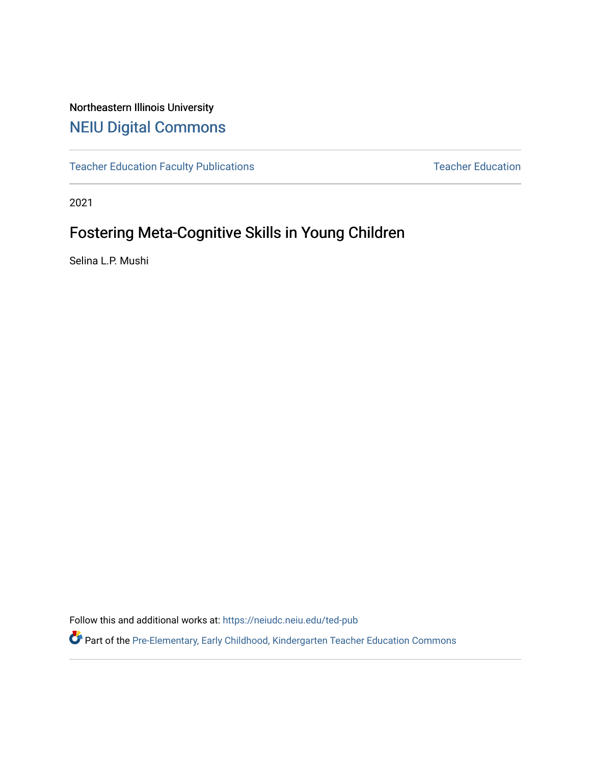Northeastern Illinois University

# NEIU Digital Commons

Teacher Education Faculty Publications | Teacher Education

2021

## Fostering Meta-Cognitive Skills in Young Children

Selina L.P. Mushi

Follow this and additional works at: https://neiudc.neiu.edu/ted-pub

Part of the Pre-Elementary, Early Childhood, Kindergarten Teacher Education Commons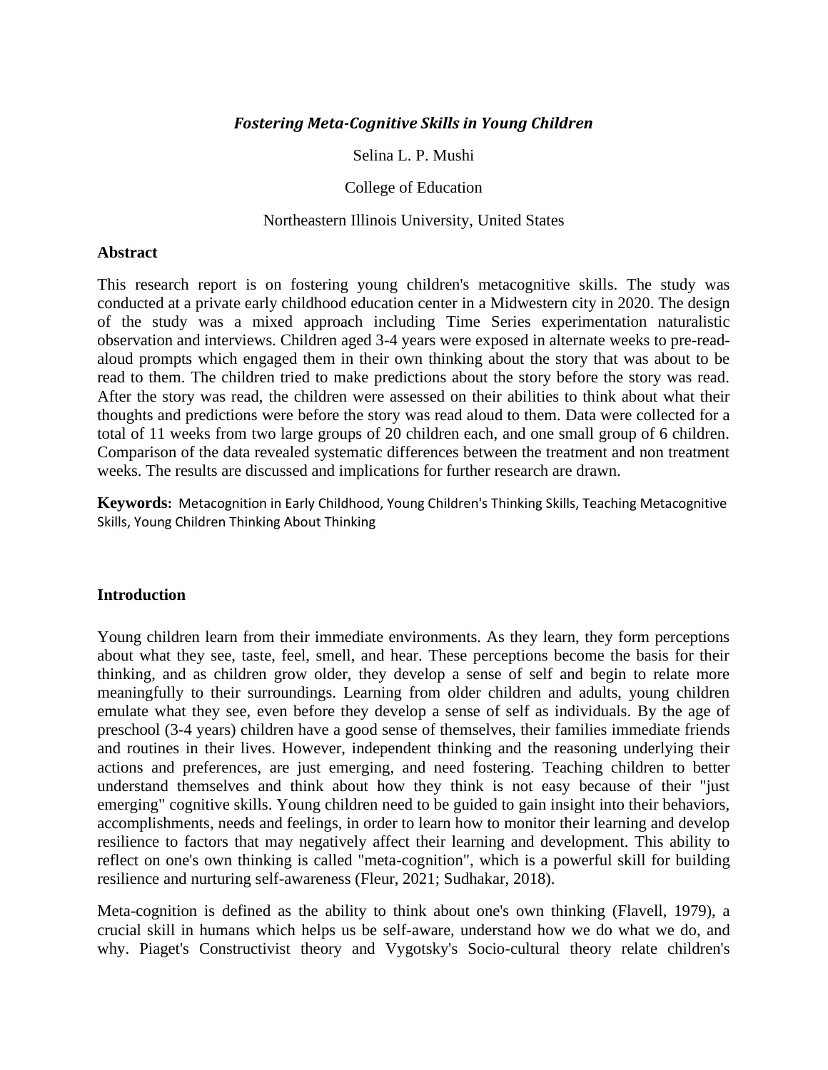# *Fostering Meta-Cognitive Skills in Young Children*

Selina L. P. Mushi

College of Education

Northeastern Illinois University, United States

## Abstract

This research report is on fostering young children's metacognitive skills. The study was conducted at a private early childhood education center in a Midwestern city in 2020. The design of the study was a mixed approach including Time Series experimentation naturalistic observation and interviews. Children aged 3-4 years were exposed in alternate weeks to pre-read-aloud prompts which engaged them in their own thinking about the story that was about to be read to them. The children tried to make predictions about the story before the story was read. After the story was read, the children were assessed on their abilities to think about what their thoughts and predictions were before the story was read aloud to them. Data were collected for a total of 11 weeks from two large groups of 20 children each, and one small group of 6 children. Comparison of the data revealed systematic differences between the treatment and non treatment weeks. The results are discussed and implications for further research are drawn.

**Keywords:** Metacognition in Early Childhood, Young Children's Thinking Skills, Teaching Metacognitive Skills, Young Children Thinking About Thinking

## Introduction

Young children learn from their immediate environments. As they learn, they form perceptions about what they see, taste, feel, smell, and hear. These perceptions become the basis for their thinking, and as children grow older, they develop a sense of self and begin to relate more meaningfully to their surroundings. Learning from older children and adults, young children emulate what they see, even before they develop a sense of self as individuals. By the age of preschool (3-4 years) children have a good sense of themselves, their families immediate friends and routines in their lives. However, independent thinking and the reasoning underlying their actions and preferences, are just emerging, and need fostering. Teaching children to better understand themselves and think about how they think is not easy because of their "just emerging" cognitive skills. Young children need to be guided to gain insight into their behaviors, accomplishments, needs and feelings, in order to learn how to monitor their learning and develop resilience to factors that may negatively affect their learning and development. This ability to reflect on one's own thinking is called "meta-cognition", which is a powerful skill for building resilience and nurturing self-awareness (Fleur, 2021; Sudhakar, 2018).

Meta-cognition is defined as the ability to think about one's own thinking (Flavell, 1979), a crucial skill in humans which helps us be self-aware, understand how we do what we do, and why. Piaget's Constructivist theory and Vygotsky's Socio-cultural theory relate children's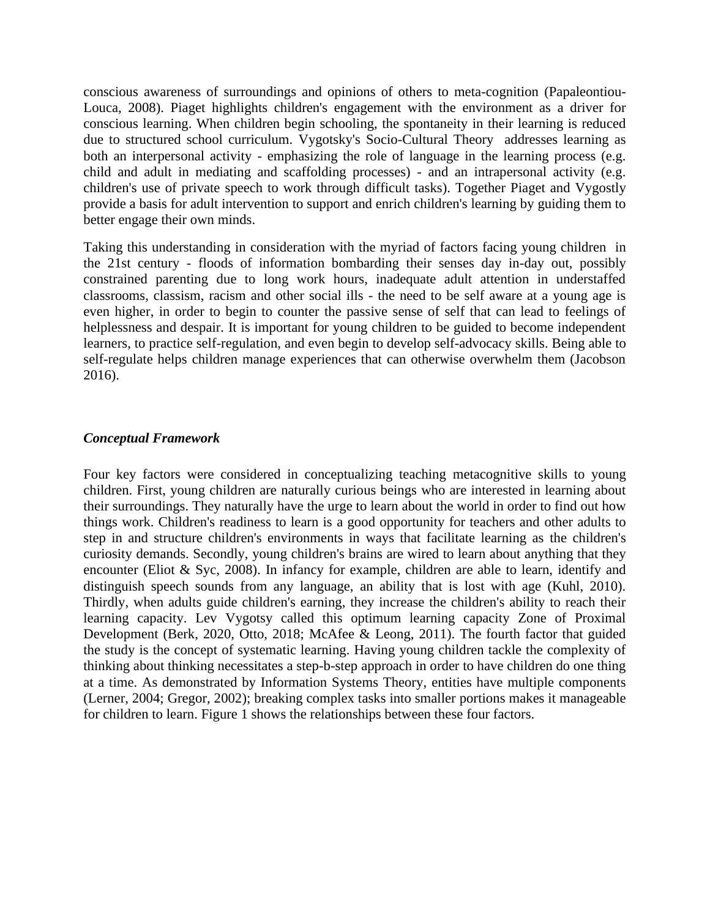conscious awareness of surroundings and opinions of others to meta-cognition (Papaleontiou-Louca, 2008). Piaget highlights children's engagement with the environment as a driver for conscious learning. When children begin schooling, the spontaneity in their learning is reduced due to structured school curriculum. Vygotsky's Socio-Cultural Theory addresses learning as both an interpersonal activity - emphasizing the role of language in the learning process (e.g. child and adult in mediating and scaffolding processes) - and an intrapersonal activity (e.g. children's use of private speech to work through difficult tasks). Together Piaget and Vygostly provide a basis for adult intervention to support and enrich children's learning by guiding them to better engage their own minds.

Taking this understanding in consideration with the myriad of factors facing young children in the 21st century - floods of information bombarding their senses day in-day out, possibly constrained parenting due to long work hours, inadequate adult attention in understaffed classrooms, classism, racism and other social ills - the need to be self aware at a young age is even higher, in order to begin to counter the passive sense of self that can lead to feelings of helplessness and despair. It is important for young children to be guided to become independent learners, to practice self-regulation, and even begin to develop self-advocacy skills. Being able to self-regulate helps children manage experiences that can otherwise overwhelm them (Jacobson 2016).

***Conceptual Framework***

Four key factors were considered in conceptualizing teaching metacognitive skills to young children. First, young children are naturally curious beings who are interested in learning about their surroundings. They naturally have the urge to learn about the world in order to find out how things work. Children's readiness to learn is a good opportunity for teachers and other adults to step in and structure children's environments in ways that facilitate learning as the children's curiosity demands. Secondly, young children's brains are wired to learn about anything that they encounter (Eliot & Syc, 2008). In infancy for example, children are able to learn, identify and distinguish speech sounds from any language, an ability that is lost with age (Kuhl, 2010). Thirdly, when adults guide children's earning, they increase the children's ability to reach their learning capacity. Lev Vygotsy called this optimum learning capacity Zone of Proximal Development (Berk, 2020, Otto, 2018; McAfee & Leong, 2011). The fourth factor that guided the study is the concept of systematic learning. Having young children tackle the complexity of thinking about thinking necessitates a step-b-step approach in order to have children do one thing at a time. As demonstrated by Information Systems Theory, entities have multiple components (Lerner, 2004; Gregor, 2002); breaking complex tasks into smaller portions makes it manageable for children to learn. Figure 1 shows the relationships between these four factors.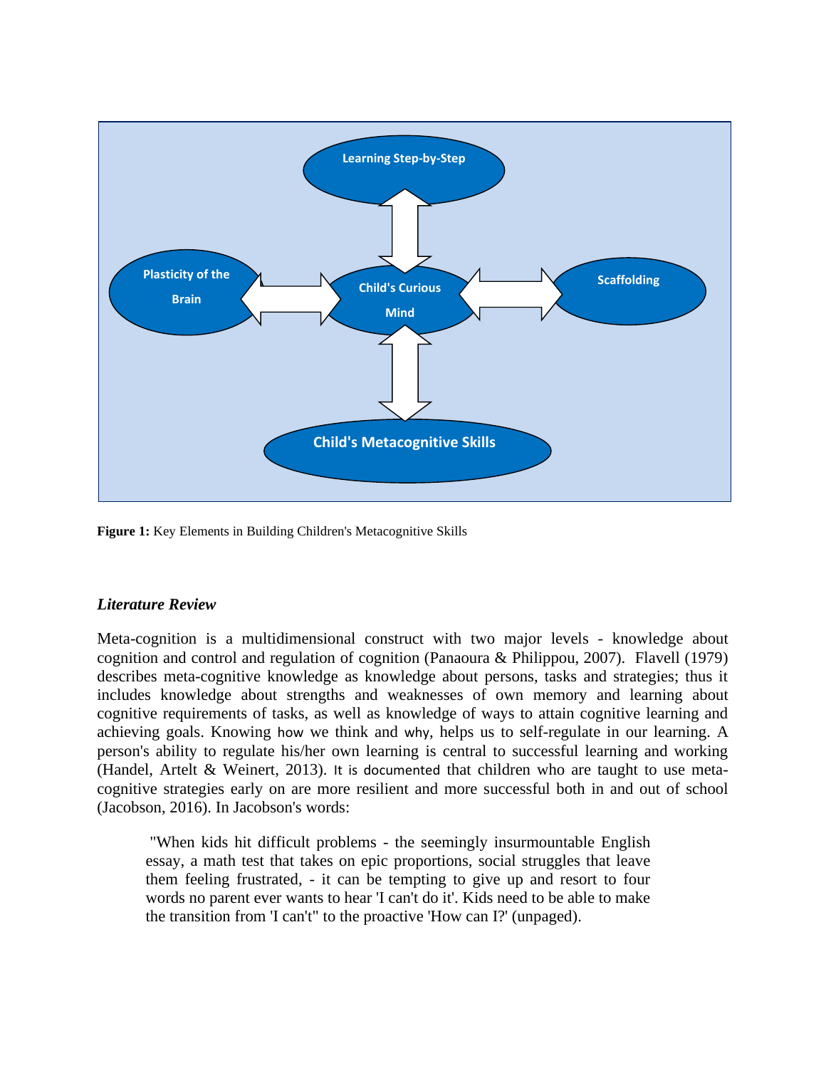**Figure 1:** Key Elements in Building Children's Metacognitive Skills

### *Literature Review*

Meta-cognition is a multidimensional construct with two major levels - knowledge about cognition and control and regulation of cognition (Panaoura & Philippou, 2007). Flavell (1979) describes meta-cognitive knowledge as knowledge about persons, tasks and strategies; thus it includes knowledge about strengths and weaknesses of own memory and learning about cognitive requirements of tasks, as well as knowledge of ways to attain cognitive learning and achieving goals. Knowing how we think and why, helps us to self-regulate in our learning. A person's ability to regulate his/her own learning is central to successful learning and working (Handel, Artelt & Weinert, 2013). It is documented that children who are taught to use meta-cognitive strategies early on are more resilient and more successful both in and out of school (Jacobson, 2016). In Jacobson's words:

> "When kids hit difficult problems - the seemingly insurmountable English essay, a math test that takes on epic proportions, social struggles that leave them feeling frustrated, - it can be tempting to give up and resort to four words no parent ever wants to hear 'I can't do it'. Kids need to be able to make the transition from 'I can't" to the proactive 'How can I?' (unpaged).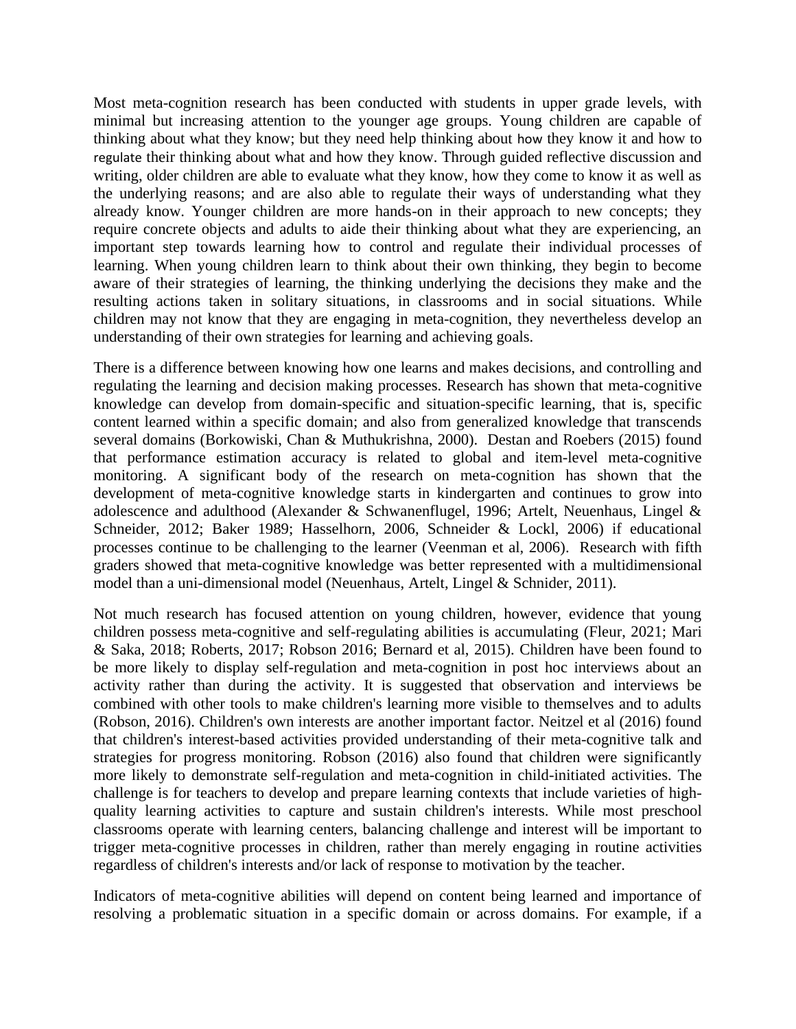Most meta-cognition research has been conducted with students in upper grade levels, with minimal but increasing attention to the younger age groups. Young children are capable of thinking about what they know; but they need help thinking about how they know it and how to regulate their thinking about what and how they know. Through guided reflective discussion and writing, older children are able to evaluate what they know, how they come to know it as well as the underlying reasons; and are also able to regulate their ways of understanding what they already know. Younger children are more hands-on in their approach to new concepts; they require concrete objects and adults to aide their thinking about what they are experiencing, an important step towards learning how to control and regulate their individual processes of learning. When young children learn to think about their own thinking, they begin to become aware of their strategies of learning, the thinking underlying the decisions they make and the resulting actions taken in solitary situations, in classrooms and in social situations. While children may not know that they are engaging in meta-cognition, they nevertheless develop an understanding of their own strategies for learning and achieving goals.

There is a difference between knowing how one learns and makes decisions, and controlling and regulating the learning and decision making processes. Research has shown that meta-cognitive knowledge can develop from domain-specific and situation-specific learning, that is, specific content learned within a specific domain; and also from generalized knowledge that transcends several domains (Borkowiski, Chan & Muthukrishna, 2000). Destan and Roebers (2015) found that performance estimation accuracy is related to global and item-level meta-cognitive monitoring. A significant body of the research on meta-cognition has shown that the development of meta-cognitive knowledge starts in kindergarten and continues to grow into adolescence and adulthood (Alexander & Schwanenflugel, 1996; Artelt, Neuenhaus, Lingel & Schneider, 2012; Baker 1989; Hasselhorn, 2006, Schneider & Lockl, 2006) if educational processes continue to be challenging to the learner (Veenman et al, 2006). Research with fifth graders showed that meta-cognitive knowledge was better represented with a multidimensional model than a uni-dimensional model (Neuenhaus, Artelt, Lingel & Schnider, 2011).

Not much research has focused attention on young children, however, evidence that young children possess meta-cognitive and self-regulating abilities is accumulating (Fleur, 2021; Mari & Saka, 2018; Roberts, 2017; Robson 2016; Bernard et al, 2015). Children have been found to be more likely to display self-regulation and meta-cognition in post hoc interviews about an activity rather than during the activity. It is suggested that observation and interviews be combined with other tools to make children's learning more visible to themselves and to adults (Robson, 2016). Children's own interests are another important factor. Neitzel et al (2016) found that children's interest-based activities provided understanding of their meta-cognitive talk and strategies for progress monitoring. Robson (2016) also found that children were significantly more likely to demonstrate self-regulation and meta-cognition in child-initiated activities. The challenge is for teachers to develop and prepare learning contexts that include varieties of high-quality learning activities to capture and sustain children's interests. While most preschool classrooms operate with learning centers, balancing challenge and interest will be important to trigger meta-cognitive processes in children, rather than merely engaging in routine activities regardless of children's interests and/or lack of response to motivation by the teacher.

Indicators of meta-cognitive abilities will depend on content being learned and importance of resolving a problematic situation in a specific domain or across domains. For example, if a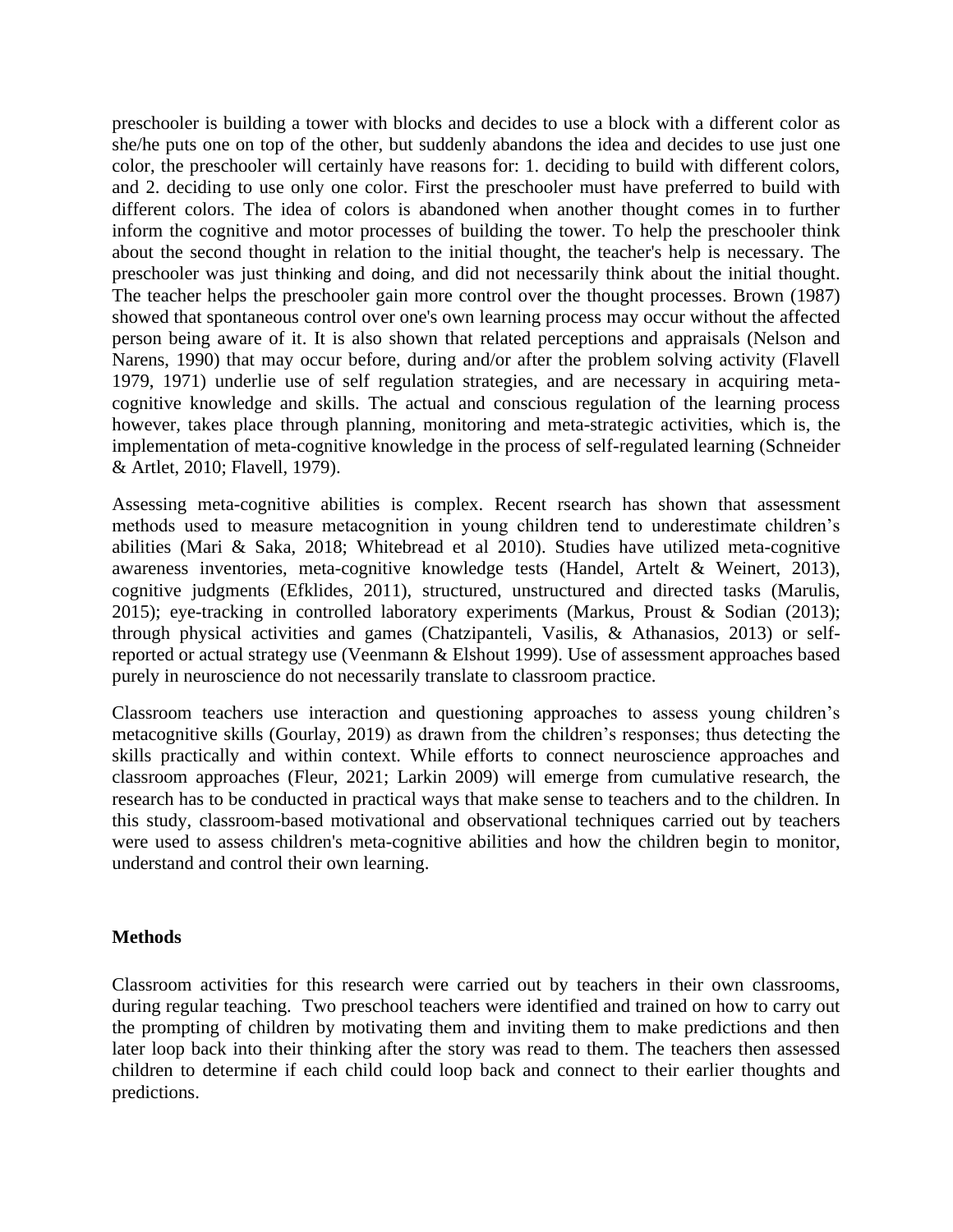preschooler is building a tower with blocks and decides to use a block with a different color as she/he puts one on top of the other, but suddenly abandons the idea and decides to use just one color, the preschooler will certainly have reasons for: 1. deciding to build with different colors, and 2. deciding to use only one color. First the preschooler must have preferred to build with different colors. The idea of colors is abandoned when another thought comes in to further inform the cognitive and motor processes of building the tower. To help the preschooler think about the second thought in relation to the initial thought, the teacher's help is necessary. The preschooler was just thinking and doing, and did not necessarily think about the initial thought. The teacher helps the preschooler gain more control over the thought processes. Brown (1987) showed that spontaneous control over one's own learning process may occur without the affected person being aware of it. It is also shown that related perceptions and appraisals (Nelson and Narens, 1990) that may occur before, during and/or after the problem solving activity (Flavell 1979, 1971) underlie use of self regulation strategies, and are necessary in acquiring meta-cognitive knowledge and skills. The actual and conscious regulation of the learning process however, takes place through planning, monitoring and meta-strategic activities, which is, the implementation of meta-cognitive knowledge in the process of self-regulated learning (Schneider & Artlet, 2010; Flavell, 1979).

Assessing meta-cognitive abilities is complex. Recent rsearch has shown that assessment methods used to measure metacognition in young children tend to underestimate children's abilities (Mari & Saka, 2018; Whitebread et al 2010). Studies have utilized meta-cognitive awareness inventories, meta-cognitive knowledge tests (Handel, Artelt & Weinert, 2013), cognitive judgments (Efklides, 2011), structured, unstructured and directed tasks (Marulis, 2015); eye-tracking in controlled laboratory experiments (Markus, Proust & Sodian (2013); through physical activities and games (Chatzipanteli, Vasilis, & Athanasios, 2013) or self-reported or actual strategy use (Veenmann & Elshout 1999). Use of assessment approaches based purely in neuroscience do not necessarily translate to classroom practice.

Classroom teachers use interaction and questioning approaches to assess young children's metacognitive skills (Gourlay, 2019) as drawn from the children's responses; thus detecting the skills practically and within context. While efforts to connect neuroscience approaches and classroom approaches (Fleur, 2021; Larkin 2009) will emerge from cumulative research, the research has to be conducted in practical ways that make sense to teachers and to the children. In this study, classroom-based motivational and observational techniques carried out by teachers were used to assess children's meta-cognitive abilities and how the children begin to monitor, understand and control their own learning.

**Methods**

Classroom activities for this research were carried out by teachers in their own classrooms, during regular teaching. Two preschool teachers were identified and trained on how to carry out the prompting of children by motivating them and inviting them to make predictions and then later loop back into their thinking after the story was read to them. The teachers then assessed children to determine if each child could loop back and connect to their earlier thoughts and predictions.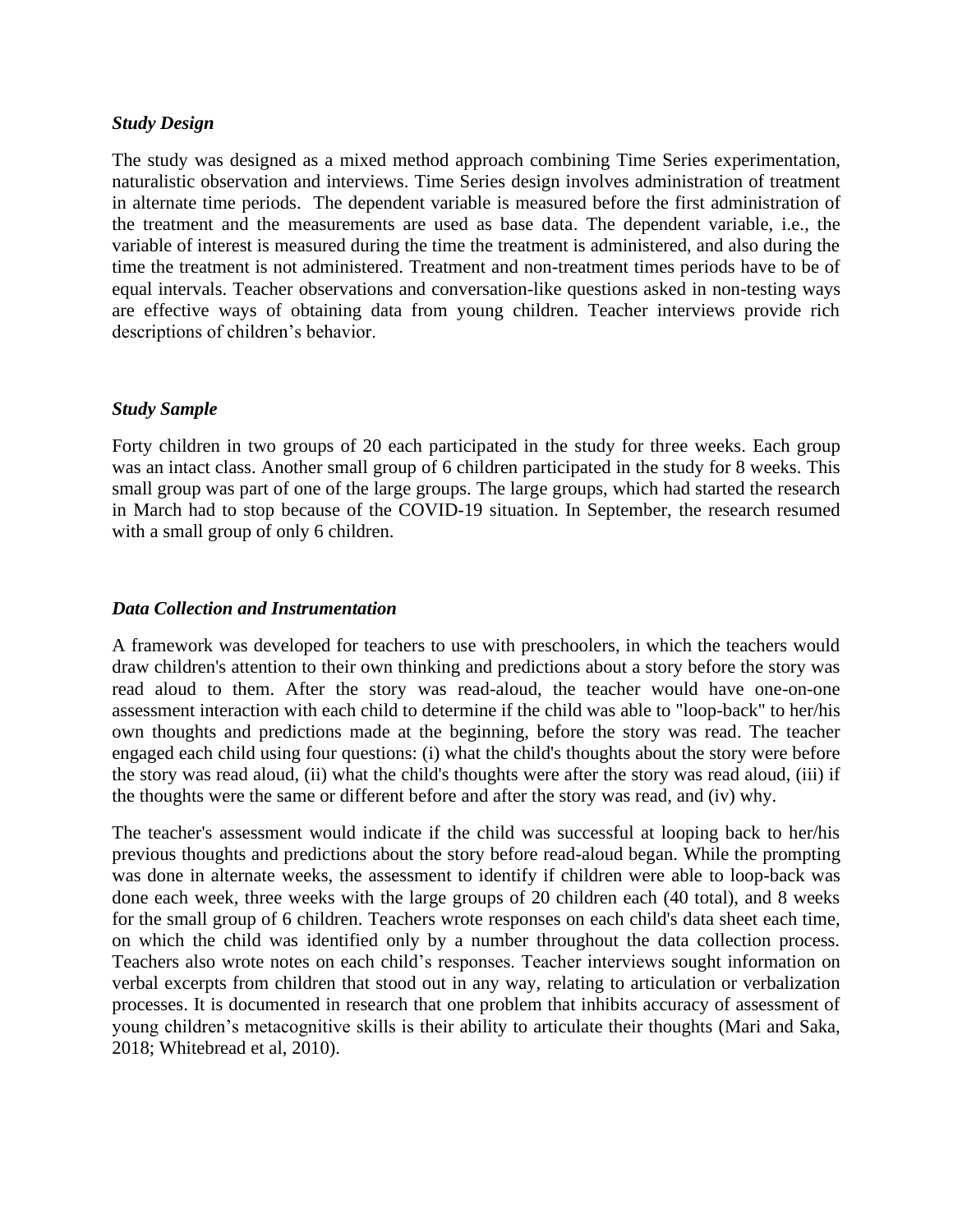### *Study Design*

The study was designed as a mixed method approach combining Time Series experimentation, naturalistic observation and interviews. Time Series design involves administration of treatment in alternate time periods. The dependent variable is measured before the first administration of the treatment and the measurements are used as base data. The dependent variable, i.e., the variable of interest is measured during the time the treatment is administered, and also during the time the treatment is not administered. Treatment and non-treatment times periods have to be of equal intervals. Teacher observations and conversation-like questions asked in non-testing ways are effective ways of obtaining data from young children. Teacher interviews provide rich descriptions of children's behavior.

### *Study Sample*

Forty children in two groups of 20 each participated in the study for three weeks. Each group was an intact class. Another small group of 6 children participated in the study for 8 weeks. This small group was part of one of the large groups. The large groups, which had started the research in March had to stop because of the COVID-19 situation. In September, the research resumed with a small group of only 6 children.

### *Data Collection and Instrumentation*

A framework was developed for teachers to use with preschoolers, in which the teachers would draw children's attention to their own thinking and predictions about a story before the story was read aloud to them. After the story was read-aloud, the teacher would have one-on-one assessment interaction with each child to determine if the child was able to "loop-back" to her/his own thoughts and predictions made at the beginning, before the story was read. The teacher engaged each child using four questions: (i) what the child's thoughts about the story were before the story was read aloud, (ii) what the child's thoughts were after the story was read aloud, (iii) if the thoughts were the same or different before and after the story was read, and (iv) why.

The teacher's assessment would indicate if the child was successful at looping back to her/his previous thoughts and predictions about the story before read-aloud began. While the prompting was done in alternate weeks, the assessment to identify if children were able to loop-back was done each week, three weeks with the large groups of 20 children each (40 total), and 8 weeks for the small group of 6 children. Teachers wrote responses on each child's data sheet each time, on which the child was identified only by a number throughout the data collection process. Teachers also wrote notes on each child's responses. Teacher interviews sought information on verbal excerpts from children that stood out in any way, relating to articulation or verbalization processes. It is documented in research that one problem that inhibits accuracy of assessment of young children's metacognitive skills is their ability to articulate their thoughts (Mari and Saka, 2018; Whitebread et al, 2010).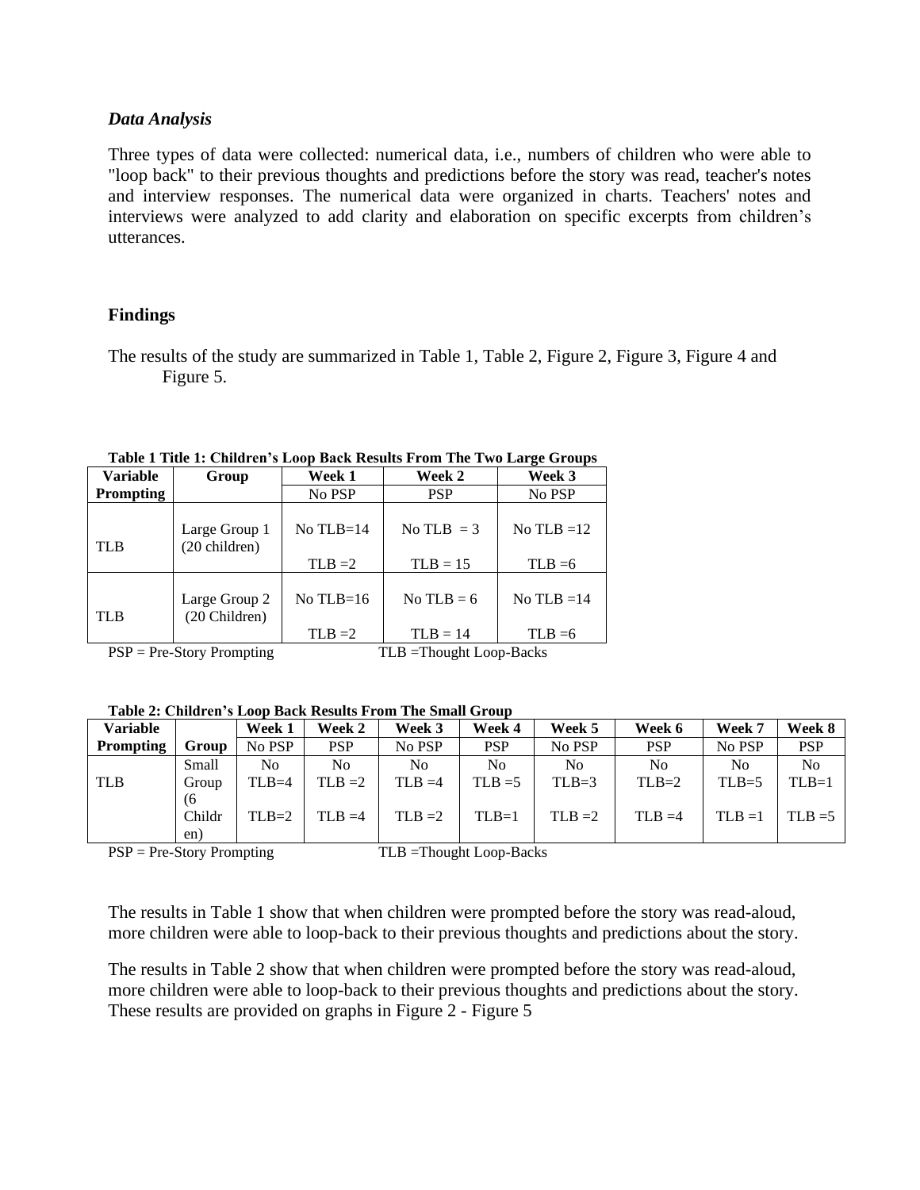### *Data Analysis*

Three types of data were collected: numerical data, i.e., numbers of children who were able to "loop back" to their previous thoughts and predictions before the story was read, teacher's notes and interview responses. The numerical data were organized in charts. Teachers' notes and interviews were analyzed to add clarity and elaboration on specific excerpts from children's utterances.

## Findings

The results of the study are summarized in Table 1, Table 2, Figure 2, Figure 3, Figure 4 and Figure 5.

**Table 1 Title 1: Children's Loop Back Results From The Two Large Groups**

| Variable Prompting | Group | Week 1 | Week 2 | Week 3 |
|---|---|---|---|---|
| | | No PSP | PSP | No PSP |
| TLB | Large Group 1 (20 children) | No TLB=14<br>TLB =2 | No TLB = 3<br>TLB = 15 | No TLB =12<br>TLB =6 |
| TLB | Large Group 2 (20 Children) | No TLB=16<br>TLB =2 | No TLB = 6<br>TLB = 14 | No TLB =14<br>TLB =6 |

PSP = Pre-Story Prompting TLB =Thought Loop-Backs

**Table 2: Children's Loop Back Results From The Small Group**

| Variable Prompting | Group | Week 1 | Week 2 | Week 3 | Week 4 | Week 5 | Week 6 | Week 7 | Week 8 |
|---|---|---|---|---|---|---|---|---|---|
| | | No PSP | PSP | No PSP | PSP | No PSP | PSP | No PSP | PSP |
| TLB | Small Group (6 Children) | No TLB=4<br>TLB=2 | No TLB =2<br>TLB =4 | No TLB =4<br>TLB =2 | No TLB =5<br>TLB=1 | No TLB=3<br>TLB =2 | No TLB=2<br>TLB =4 | No TLB=5<br>TLB =1 | No TLB=1<br>TLB =5 |

PSP = Pre-Story Prompting TLB =Thought Loop-Backs

The results in Table 1 show that when children were prompted before the story was read-aloud, more children were able to loop-back to their previous thoughts and predictions about the story.

The results in Table 2 show that when children were prompted before the story was read-aloud, more children were able to loop-back to their previous thoughts and predictions about the story. These results are provided on graphs in Figure 2 - Figure 5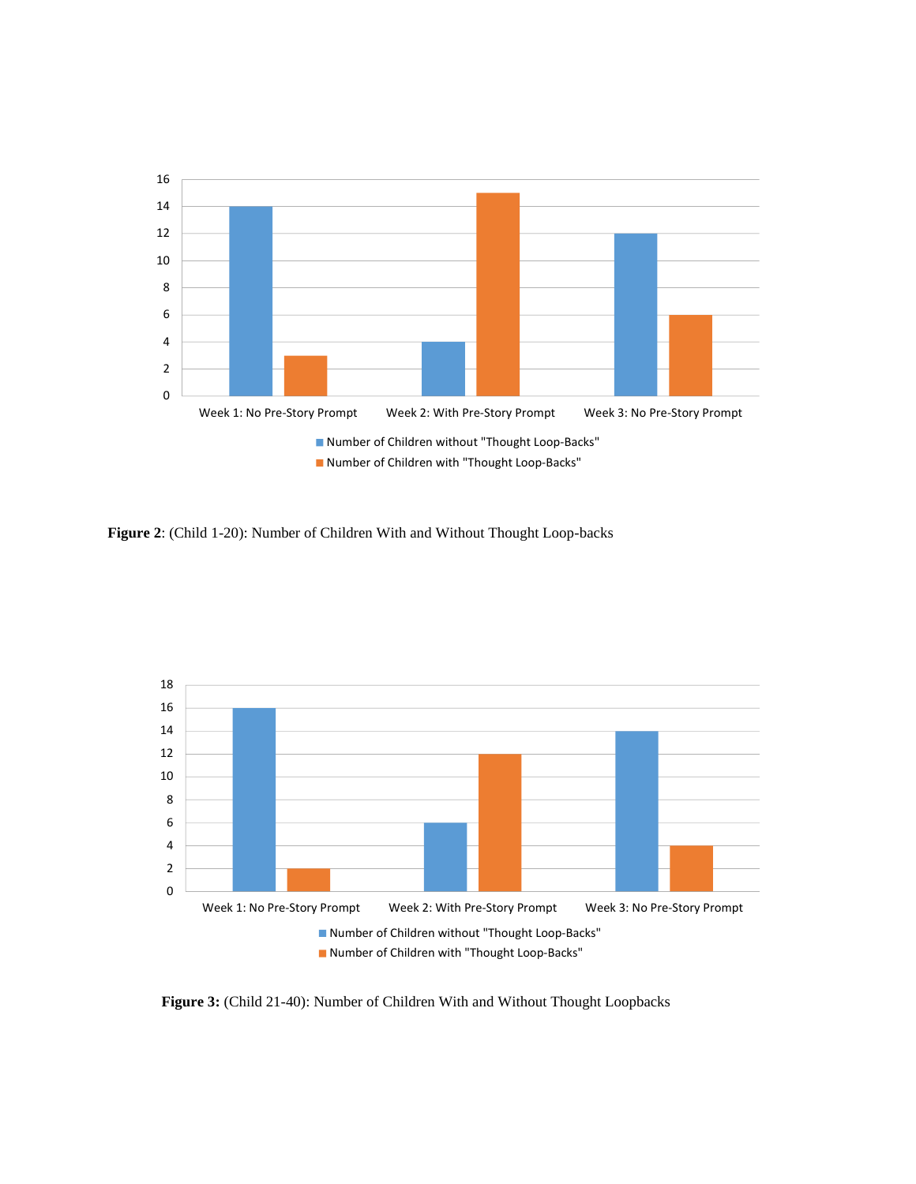**Figure 2**: (Child 1-20): Number of Children With and Without Thought Loop-backs

**Figure 3:** (Child 21-40): Number of Children With and Without Thought Loopbacks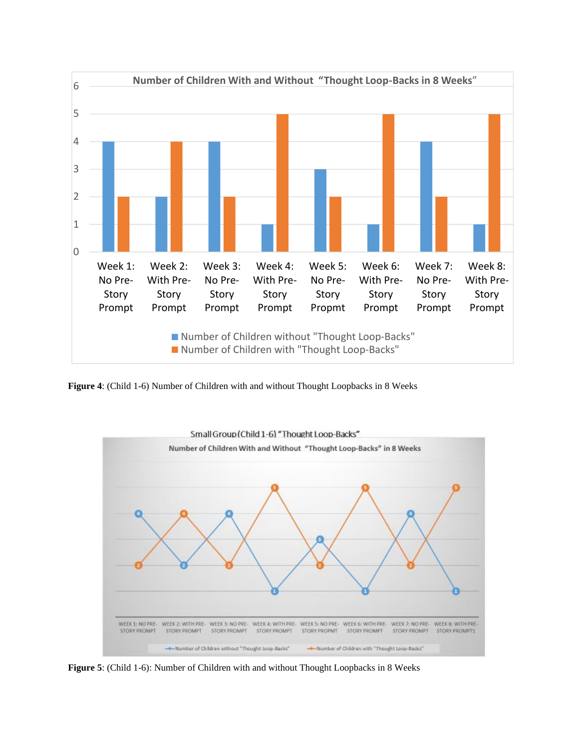Figure 4: (Child 1-6) Number of Children with and without Thought Loopbacks in 8 Weeks

Figure 5: (Child 1-6): Number of Children with and without Thought Loopbacks in 8 Weeks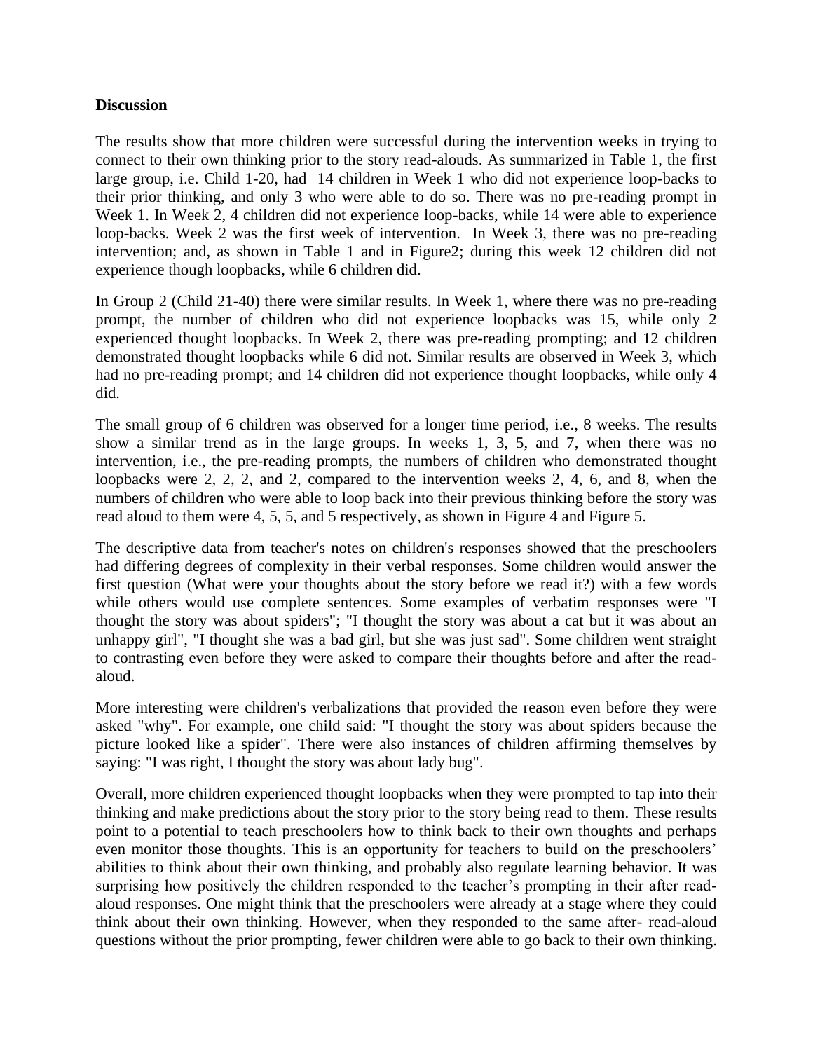**Discussion**

The results show that more children were successful during the intervention weeks in trying to connect to their own thinking prior to the story read-alouds. As summarized in Table 1, the first large group, i.e. Child 1-20, had 14 children in Week 1 who did not experience loop-backs to their prior thinking, and only 3 who were able to do so. There was no pre-reading prompt in Week 1. In Week 2, 4 children did not experience loop-backs, while 14 were able to experience loop-backs. Week 2 was the first week of intervention. In Week 3, there was no pre-reading intervention; and, as shown in Table 1 and in Figure2; during this week 12 children did not experience though loopbacks, while 6 children did.

In Group 2 (Child 21-40) there were similar results. In Week 1, where there was no pre-reading prompt, the number of children who did not experience loopbacks was 15, while only 2 experienced thought loopbacks. In Week 2, there was pre-reading prompting; and 12 children demonstrated thought loopbacks while 6 did not. Similar results are observed in Week 3, which had no pre-reading prompt; and 14 children did not experience thought loopbacks, while only 4 did.

The small group of 6 children was observed for a longer time period, i.e., 8 weeks. The results show a similar trend as in the large groups. In weeks 1, 3, 5, and 7, when there was no intervention, i.e., the pre-reading prompts, the numbers of children who demonstrated thought loopbacks were 2, 2, 2, and 2, compared to the intervention weeks 2, 4, 6, and 8, when the numbers of children who were able to loop back into their previous thinking before the story was read aloud to them were 4, 5, 5, and 5 respectively, as shown in Figure 4 and Figure 5.

The descriptive data from teacher's notes on children's responses showed that the preschoolers had differing degrees of complexity in their verbal responses. Some children would answer the first question (What were your thoughts about the story before we read it?) with a few words while others would use complete sentences. Some examples of verbatim responses were "I thought the story was about spiders"; "I thought the story was about a cat but it was about an unhappy girl", "I thought she was a bad girl, but she was just sad". Some children went straight to contrasting even before they were asked to compare their thoughts before and after the read-aloud.

More interesting were children's verbalizations that provided the reason even before they were asked "why". For example, one child said: "I thought the story was about spiders because the picture looked like a spider". There were also instances of children affirming themselves by saying: "I was right, I thought the story was about lady bug".

Overall, more children experienced thought loopbacks when they were prompted to tap into their thinking and make predictions about the story prior to the story being read to them. These results point to a potential to teach preschoolers how to think back to their own thoughts and perhaps even monitor those thoughts. This is an opportunity for teachers to build on the preschoolers' abilities to think about their own thinking, and probably also regulate learning behavior. It was surprising how positively the children responded to the teacher's prompting in their after read-aloud responses. One might think that the preschoolers were already at a stage where they could think about their own thinking. However, when they responded to the same after- read-aloud questions without the prior prompting, fewer children were able to go back to their own thinking.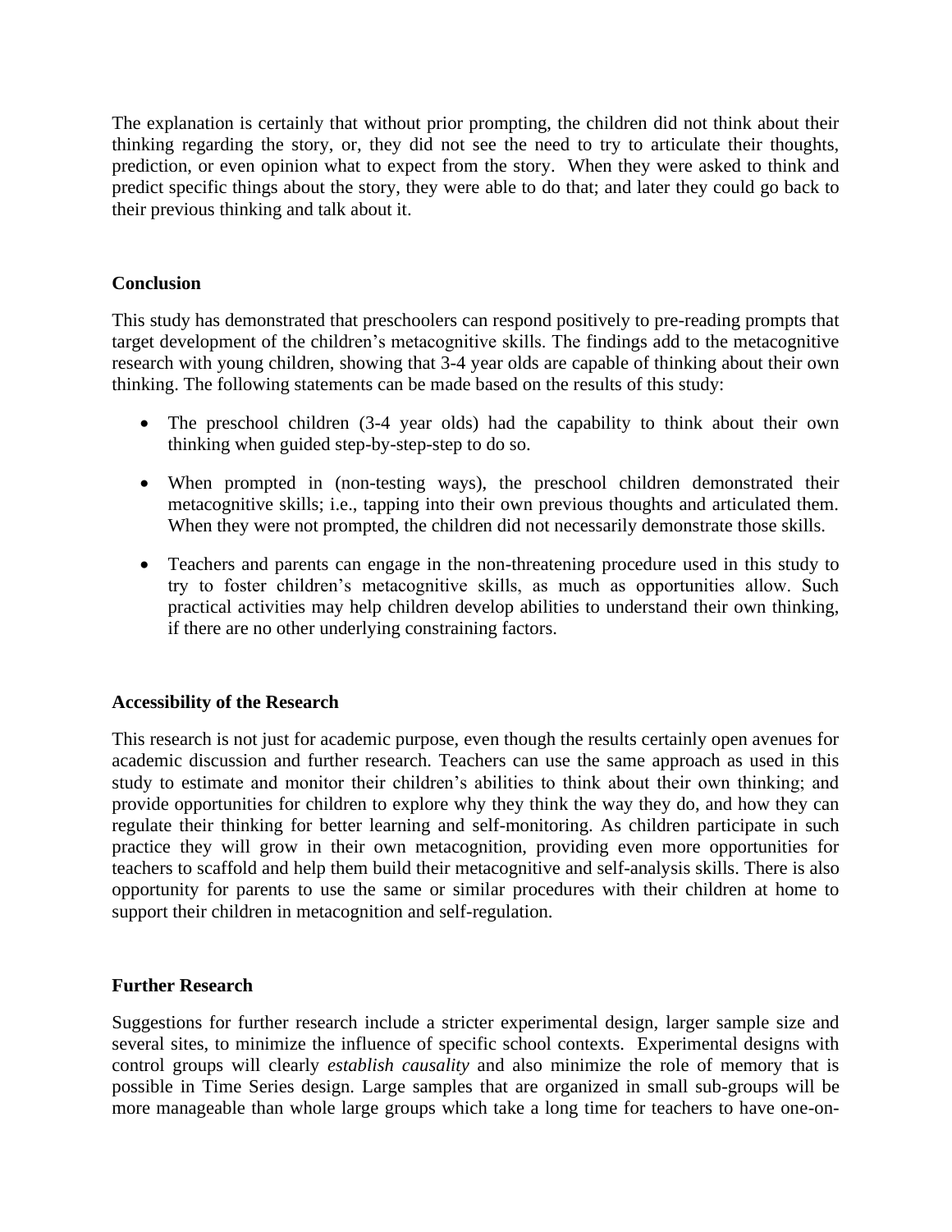The explanation is certainly that without prior prompting, the children did not think about their thinking regarding the story, or, they did not see the need to try to articulate their thoughts, prediction, or even opinion what to expect from the story. When they were asked to think and predict specific things about the story, they were able to do that; and later they could go back to their previous thinking and talk about it.

## Conclusion

This study has demonstrated that preschoolers can respond positively to pre-reading prompts that target development of the children's metacognitive skills. The findings add to the metacognitive research with young children, showing that 3-4 year olds are capable of thinking about their own thinking. The following statements can be made based on the results of this study:

- The preschool children (3-4 year olds) had the capability to think about their own thinking when guided step-by-step-step to do so.
- When prompted in (non-testing ways), the preschool children demonstrated their metacognitive skills; i.e., tapping into their own previous thoughts and articulated them. When they were not prompted, the children did not necessarily demonstrate those skills.
- Teachers and parents can engage in the non-threatening procedure used in this study to try to foster children's metacognitive skills, as much as opportunities allow. Such practical activities may help children develop abilities to understand their own thinking, if there are no other underlying constraining factors.

## Accessibility of the Research

This research is not just for academic purpose, even though the results certainly open avenues for academic discussion and further research. Teachers can use the same approach as used in this study to estimate and monitor their children's abilities to think about their own thinking; and provide opportunities for children to explore why they think the way they do, and how they can regulate their thinking for better learning and self-monitoring. As children participate in such practice they will grow in their own metacognition, providing even more opportunities for teachers to scaffold and help them build their metacognitive and self-analysis skills. There is also opportunity for parents to use the same or similar procedures with their children at home to support their children in metacognition and self-regulation.

## Further Research

Suggestions for further research include a stricter experimental design, larger sample size and several sites, to minimize the influence of specific school contexts. Experimental designs with control groups will clearly *establish causality* and also minimize the role of memory that is possible in Time Series design. Large samples that are organized in small sub-groups will be more manageable than whole large groups which take a long time for teachers to have one-on-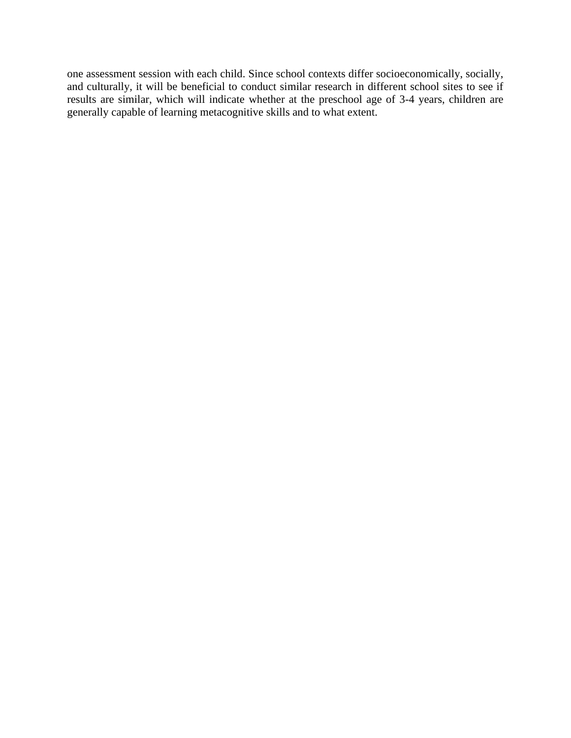one assessment session with each child. Since school contexts differ socioeconomically, socially, and culturally, it will be beneficial to conduct similar research in different school sites to see if results are similar, which will indicate whether at the preschool age of 3-4 years, children are generally capable of learning metacognitive skills and to what extent.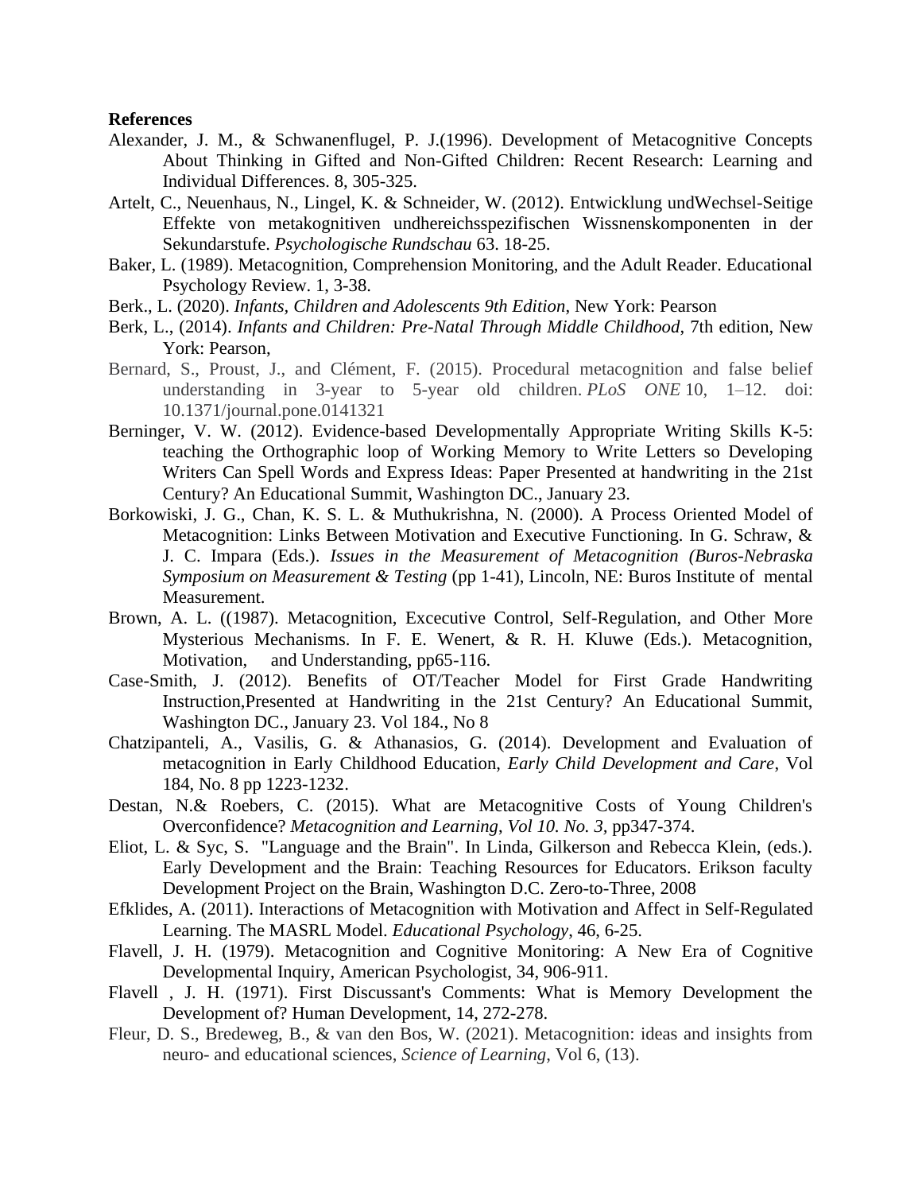**References**

Alexander, J. M., & Schwanenflugel, P. J.(1996). Development of Metacognitive Concepts About Thinking in Gifted and Non-Gifted Children: Recent Research: Learning and Individual Differences. 8, 305-325.

Artelt, C., Neuenhaus, N., Lingel, K. & Schneider, W. (2012). Entwicklung undWechsel-Seitige Effekte von metakognitiven undhereichsspezifischen Wissnenskomponenten in der Sekundarstufe. *Psychologische Rundschau* 63. 18-25.

Baker, L. (1989). Metacognition, Comprehension Monitoring, and the Adult Reader. Educational Psychology Review. 1, 3-38.

Berk., L. (2020). *Infants, Children and Adolescents 9th Edition*, New York: Pearson

Berk, L., (2014). *Infants and Children: Pre-Natal Through Middle Childhood*, 7th edition, New York: Pearson,

Bernard, S., Proust, J., and Clément, F. (2015). Procedural metacognition and false belief understanding in 3-year to 5-year old children. *PLoS ONE* 10, 1–12. doi: 10.1371/journal.pone.0141321

Berninger, V. W. (2012). Evidence-based Developmentally Appropriate Writing Skills K-5: teaching the Orthographic loop of Working Memory to Write Letters so Developing Writers Can Spell Words and Express Ideas: Paper Presented at handwriting in the 21st Century? An Educational Summit, Washington DC., January 23.

Borkowiski, J. G., Chan, K. S. L. & Muthukrishna, N. (2000). A Process Oriented Model of Metacognition: Links Between Motivation and Executive Functioning. In G. Schraw, & J. C. Impara (Eds.). *Issues in the Measurement of Metacognition (Buros-Nebraska Symposium on Measurement & Testing* (pp 1-41), Lincoln, NE: Buros Institute of mental Measurement.

Brown, A. L. ((1987). Metacognition, Excecutive Control, Self-Regulation, and Other More Mysterious Mechanisms. In F. E. Wenert, & R. H. Kluwe (Eds.). Metacognition, Motivation, and Understanding, pp65-116.

Case-Smith, J. (2012). Benefits of OT/Teacher Model for First Grade Handwriting Instruction,Presented at Handwriting in the 21st Century? An Educational Summit, Washington DC., January 23. Vol 184., No 8

Chatzipanteli, A., Vasilis, G. & Athanasios, G. (2014). Development and Evaluation of metacognition in Early Childhood Education, *Early Child Development and Care*, Vol 184, No. 8 pp 1223-1232.

Destan, N.& Roebers, C. (2015). What are Metacognitive Costs of Young Children's Overconfidence? *Metacognition and Learning, Vol 10. No. 3*, pp347-374.

Eliot, L. & Syc, S. "Language and the Brain". In Linda, Gilkerson and Rebecca Klein, (eds.). Early Development and the Brain: Teaching Resources for Educators. Erikson faculty Development Project on the Brain, Washington D.C. Zero-to-Three, 2008

Efklides, A. (2011). Interactions of Metacognition with Motivation and Affect in Self-Regulated Learning. The MASRL Model. *Educational Psychology*, 46, 6-25.

Flavell, J. H. (1979). Metacognition and Cognitive Monitoring: A New Era of Cognitive Developmental Inquiry, American Psychologist, 34, 906-911.

Flavell , J. H. (1971). First Discussant's Comments: What is Memory Development the Development of? Human Development, 14, 272-278.

Fleur, D. S., Bredeweg, B., & van den Bos, W. (2021). Metacognition: ideas and insights from neuro- and educational sciences, *Science of Learning*, Vol 6, (13).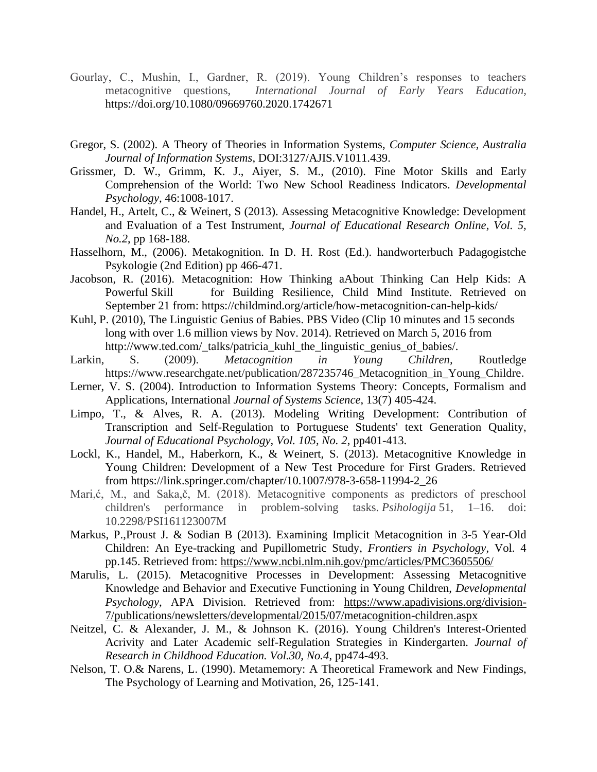Gourlay, C., Mushin, I., Gardner, R. (2019). Young Children's responses to teachers metacognitive questions, *International Journal of Early Years Education,* https://doi.org/10.1080/09669760.2020.1742671

Gregor, S. (2002). A Theory of Theories in Information Systems, *Computer Science, Australia Journal of Information Systems*, DOI:3127/AJIS.V1011.439.

Grissmer, D. W., Grimm, K. J., Aiyer, S. M., (2010). Fine Motor Skills and Early Comprehension of the World: Two New School Readiness Indicators. *Developmental Psychology*, 46:1008-1017.

Handel, H., Artelt, C., & Weinert, S (2013). Assessing Metacognitive Knowledge: Development and Evaluation of a Test Instrument, *Journal of Educational Research Online, Vol. 5, No.2*, pp 168-188.

Hasselhorn, M., (2006). Metakognition. In D. H. Rost (Ed.). handworterbuch Padagogistche Psykologie (2nd Edition) pp 466-471.

Jacobson, R. (2016). Metacognition: How Thinking aAbout Thinking Can Help Kids: A Powerful Skill for Building Resilience, Child Mind Institute. Retrieved on September 21 from: https://childmind.org/article/how-metacognition-can-help-kids/

Kuhl, P. (2010), The Linguistic Genius of Babies. PBS Video (Clip 10 minutes and 15 seconds long with over 1.6 million views by Nov. 2014). Retrieved on March 5, 2016 from http://www.ted.com/_talks/patricia_kuhl_the_linguistic_genius_of_babies/.

Larkin, S. (2009). *Metacognition in Young Children,* Routledge https://www.researchgate.net/publication/287235746_Metacognition_in_Young_Childre.

Lerner, V. S. (2004). Introduction to Information Systems Theory: Concepts, Formalism and Applications, International *Journal of Systems Science*, 13(7) 405-424.

Limpo, T., & Alves, R. A. (2013). Modeling Writing Development: Contribution of Transcription and Self-Regulation to Portuguese Students' text Generation Quality, *Journal of Educational Psychology, Vol. 105, No. 2*, pp401-413.

Lockl, K., Handel, M., Haberkorn, K., & Weinert, S. (2013). Metacognitive Knowledge in Young Children: Development of a New Test Procedure for First Graders. Retrieved from https://link.springer.com/chapter/10.1007/978-3-658-11994-2_26

Mari,ć, M., and Saka,č, M. (2018). Metacognitive components as predictors of preschool children's performance in problem-solving tasks. *Psihologija* 51, 1–16. doi: 10.2298/PSI161123007M

Markus, P.,Proust J. & Sodian B (2013). Examining Implicit Metacognition in 3-5 Year-Old Children: An Eye-tracking and Pupillometric Study, *Frontiers in Psychology*, Vol. 4 pp.145. Retrieved from: https://www.ncbi.nlm.nih.gov/pmc/articles/PMC3605506/

Marulis, L. (2015). Metacognitive Processes in Development: Assessing Metacognitive Knowledge and Behavior and Executive Functioning in Young Children, *Developmental Psychology*, APA Division. Retrieved from: https://www.apadivisions.org/division-7/publications/newsletters/developmental/2015/07/metacognition-children.aspx

Neitzel, C. & Alexander, J. M., & Johnson K. (2016). Young Children's Interest-Oriented Acrivity and Later Academic self-Regulation Strategies in Kindergarten. *Journal of Research in Childhood Education. Vol.30, No.4*, pp474-493.

Nelson, T. O.& Narens, L. (1990). Metamemory: A Theoretical Framework and New Findings, The Psychology of Learning and Motivation, 26, 125-141.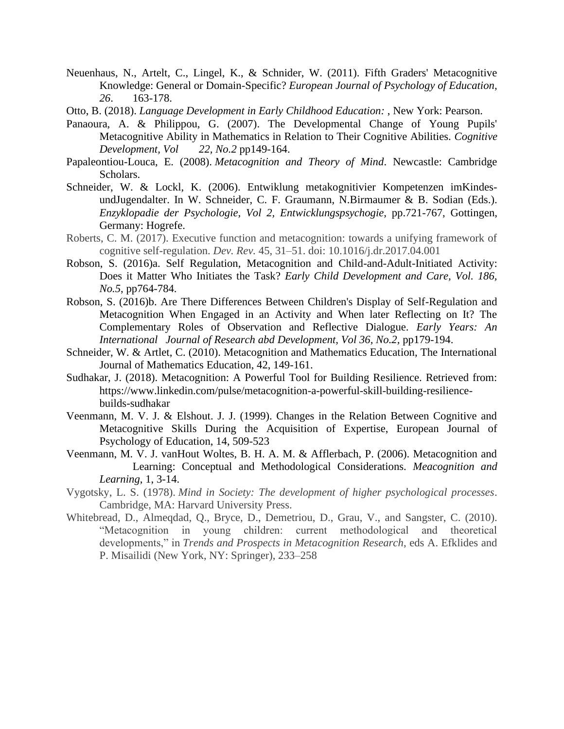Neuenhaus, N., Artelt, C., Lingel, K., & Schnider, W. (2011). Fifth Graders' Metacognitive Knowledge: General or Domain-Specific? *European Journal of Psychology of Education, 26*. 163-178.

Otto, B. (2018). *Language Development in Early Childhood Education:* , New York: Pearson.

Panaoura, A. & Philippou, G. (2007). The Developmental Change of Young Pupils' Metacognitive Ability in Mathematics in Relation to Their Cognitive Abilities. *Cognitive Development, Vol 22, No.2* pp149-164.

Papaleontiou-Louca, E. (2008). *Metacognition and Theory of Mind*. Newcastle: Cambridge Scholars.

Schneider, W. & Lockl, K. (2006). Entwiklung metakognitivier Kompetenzen imKindes-undJugendalter. In W. Schneider, C. F. Graumann, N.Birmaumer & B. Sodian (Eds.). *Enzyklopadie der Psychologie, Vol 2, Entwicklungspsychogie,* pp.721-767, Gottingen, Germany: Hogrefe.

Roberts, C. M. (2017). Executive function and metacognition: towards a unifying framework of cognitive self-regulation. *Dev. Rev.* 45, 31–51. doi: 10.1016/j.dr.2017.04.001

Robson, S. (2016)a. Self Regulation, Metacognition and Child-and-Adult-Initiated Activity: Does it Matter Who Initiates the Task? *Early Child Development and Care, Vol. 186, No.5,* pp764-784.

Robson, S. (2016)b. Are There Differences Between Children's Display of Self-Regulation and Metacognition When Engaged in an Activity and When later Reflecting on It? The Complementary Roles of Observation and Reflective Dialogue. *Early Years: An International Journal of Research abd Development, Vol 36, No.2,* pp179-194.

Schneider, W. & Artlet, C. (2010). Metacognition and Mathematics Education, The International Journal of Mathematics Education, 42, 149-161.

Sudhakar, J. (2018). Metacognition: A Powerful Tool for Building Resilience. Retrieved from: https://www.linkedin.com/pulse/metacognition-a-powerful-skill-building-resilience-builds-sudhakar

Veenmann, M. V. J. & Elshout. J. J. (1999). Changes in the Relation Between Cognitive and Metacognitive Skills During the Acquisition of Expertise, European Journal of Psychology of Education, 14, 509-523

Veenmann, M. V. J. vanHout Woltes, B. H. A. M. & Afflerbach, P. (2006). Metacognition and Learning: Conceptual and Methodological Considerations. *Meacognition and Learning*, 1, 3-14.

Vygotsky, L. S. (1978). *Mind in Society: The development of higher psychological processes*. Cambridge, MA: Harvard University Press.

Whitebread, D., Almeqdad, Q., Bryce, D., Demetriou, D., Grau, V., and Sangster, C. (2010). "Metacognition in young children: current methodological and theoretical developments," in *Trends and Prospects in Metacognition Research*, eds A. Efklides and P. Misailidi (New York, NY: Springer), 233–258